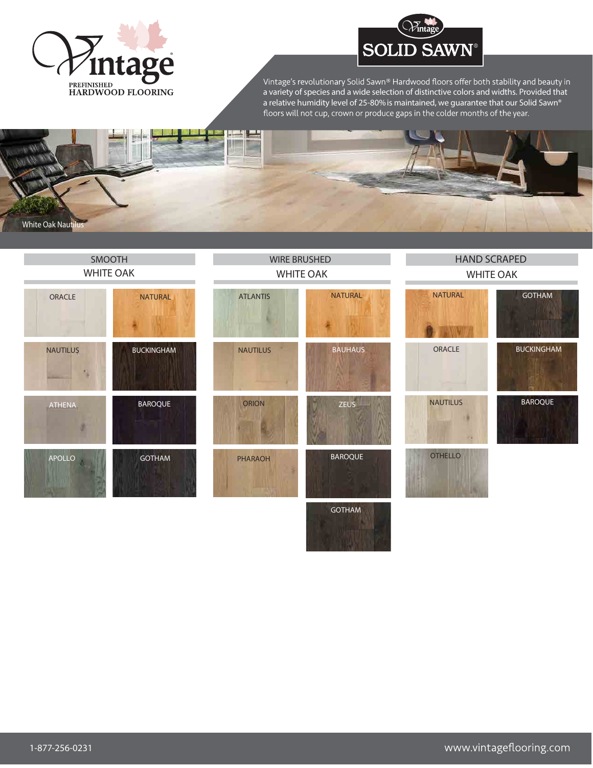# Vintage

PREFINISHED
HARDWOOD FLOORING

## Vintage SOLID SAWN®

Vintage's revolutionary Solid Sawn® Hardwood floors offer both stability and beauty in a variety of species and a wide selection of distinctive colors and widths. Provided that a relative humidity level of 25-80% is maintained, we guarantee that our Solid Sawn® floors will not cup, crown or produce gaps in the colder months of the year.

White Oak Nautilus

### SMOOTH WHITE OAK

- ORACLE
- NATURAL
- NAUTILUS
- BUCKINGHAM
- ATHENA
- BAROQUE
- APOLLO
- GOTHAM

### WIRE BRUSHED WHITE OAK

- ATLANTIS
- NATURAL
- NAUTILUS
- BAUHAUS
- ORION
- ZEUS
- PHARAOH
- BAROQUE
- GOTHAM

### HAND SCRAPED WHITE OAK

- NATURAL
- GOTHAM
- ORACLE
- BUCKINGHAM
- NAUTILUS
- BAROQUE
- OTHELLO

1-877-256-0231

www.vintageflooring.com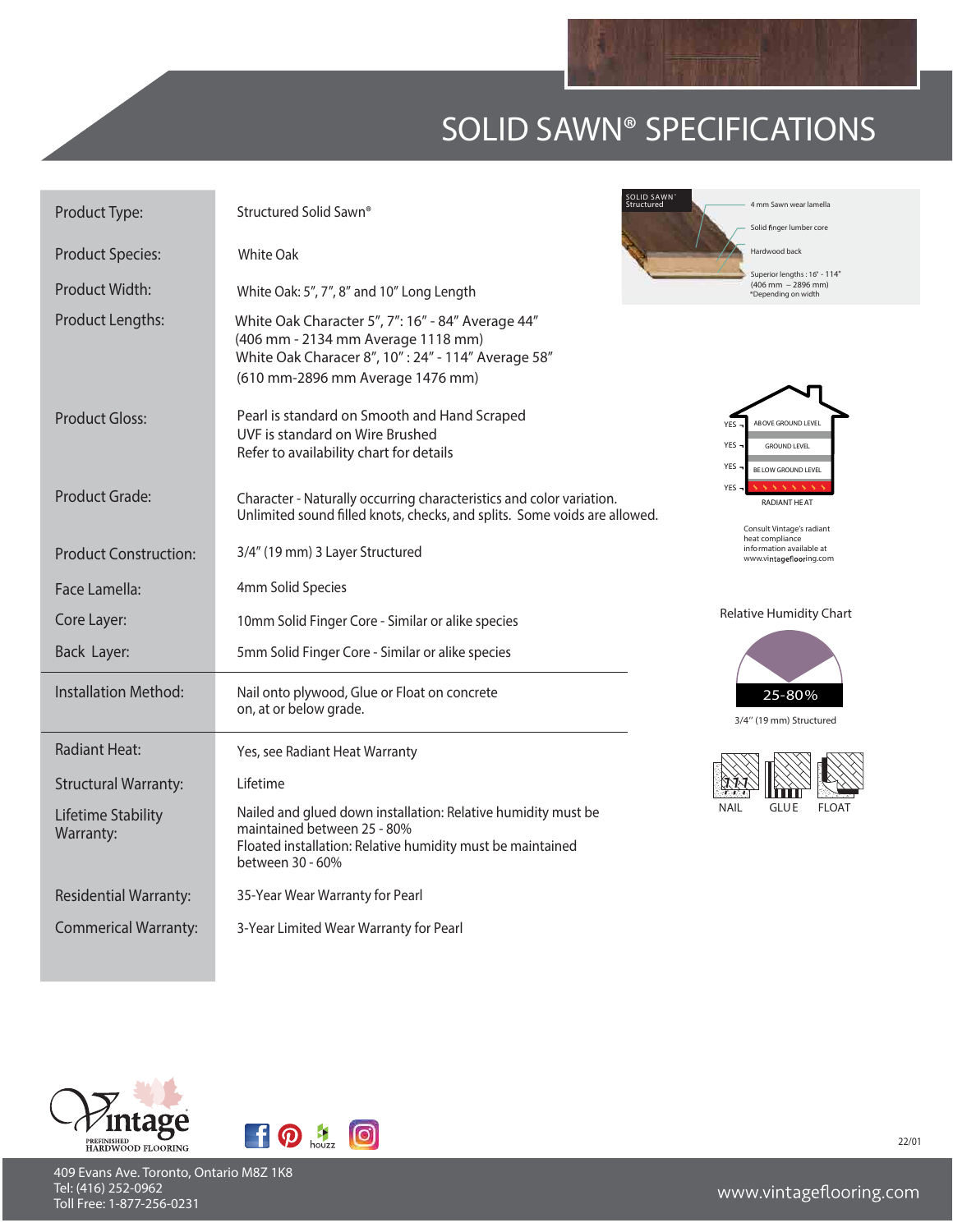# SOLID SAWN® SPECIFICATIONS

| | |
|---|---|
| Product Type: | Structured Solid Sawn® |
| Product Species: | White Oak |
| Product Width: | White Oak: 5", 7", 8" and 10" Long Length |
| Product Lengths: | White Oak Character 5", 7": 16" - 84" Average 44" (406 mm - 2134 mm Average 1118 mm) White Oak Characer 8", 10" : 24" - 114" Average 58" (610 mm-2896 mm Average 1476 mm) |
| Product Gloss: | Pearl is standard on Smooth and Hand Scraped UVF is standard on Wire Brushed Refer to availability chart for details |
| Product Grade: | Character - Naturally occurring characteristics and color variation. Unlimited sound filled knots, checks, and splits. Some voids are allowed. |
| Product Construction: | 3/4" (19 mm) 3 Layer Structured |
| Face Lamella: | 4mm Solid Species |
| Core Layer: | 10mm Solid Finger Core - Similar or alike species |
| Back Layer: | 5mm Solid Finger Core - Similar or alike species |
| Installation Method: | Nail onto plywood, Glue or Float on concrete on, at or below grade. |
| Radiant Heat: | Yes, see Radiant Heat Warranty |
| Structural Warranty: | Lifetime |
| Lifetime Stability Warranty: | Nailed and glued down installation: Relative humidity must be maintained between 25 - 80% Floated installation: Relative humidity must be maintained between 30 - 60% |
| Residential Warranty: | 35-Year Wear Warranty for Pearl |
| Commerical Warranty: | 3-Year Limited Wear Warranty for Pearl |

SOLID SAWN® Structured

4 mm Sawn wear lamella

Solid finger lumber core

Hardwood back

Superior lengths : 16" - 114" (406 mm – 2896 mm) *Depending on width

YES ABOVE GROUND LEVEL

YES GROUND LEVEL

YES BELOW GROUND LEVEL

YES RADIANT HEAT

Consult Vintage's radiant heat compliance information available at www.vintageflooring.com

Relative Humidity Chart

25-80%

3/4" (19 mm) Structured

NAIL GLUE FLOAT

Vintage PREFINISHED HARDWOOD FLOORING

22/01

409 Evans Ave. Toronto, Ontario M8Z 1K8
Tel: (416) 252-0962
Toll Free: 1-877-256-0231

www.vintageflooring.com